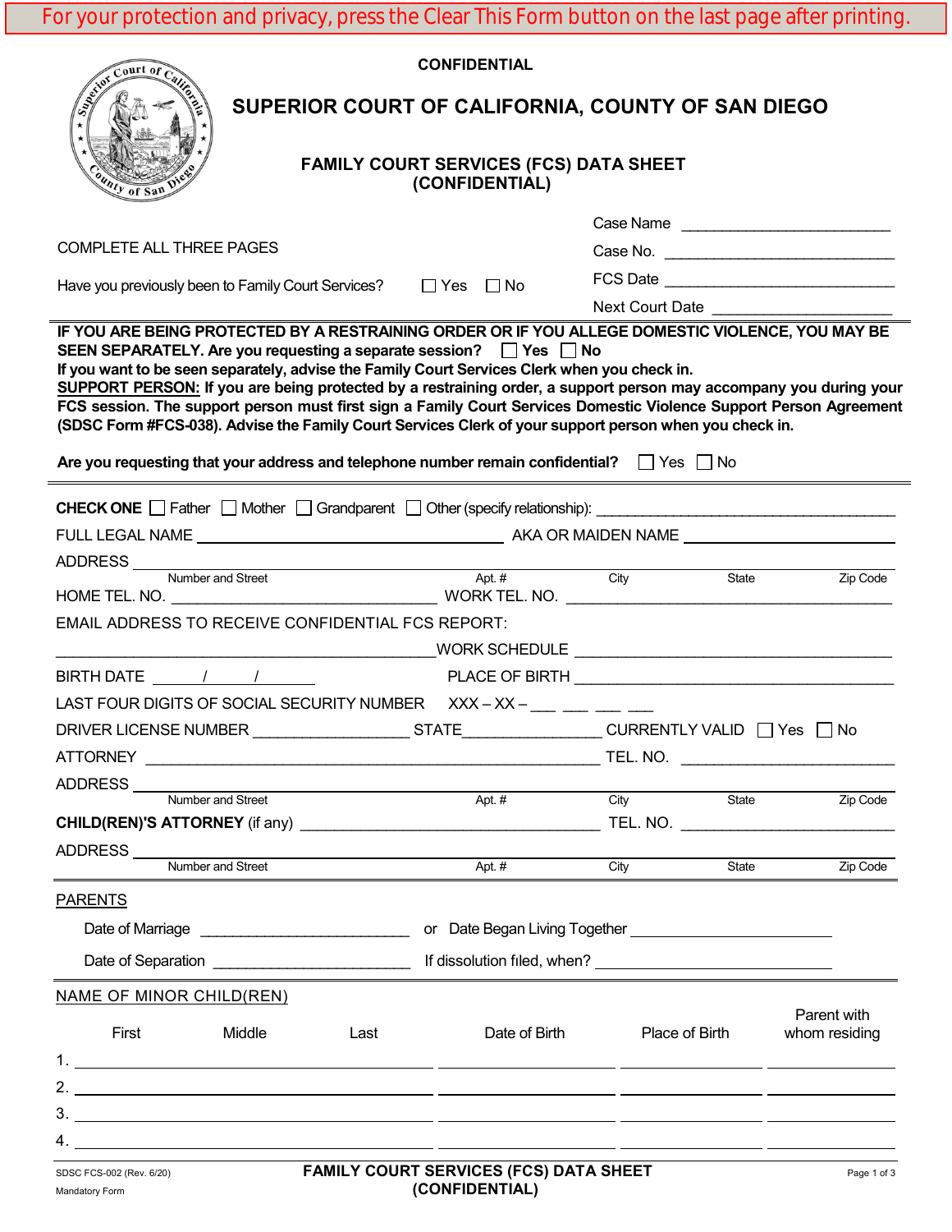For your protection and privacy, press the Clear This Form button on the last page after printing.

**CONFIDENTIAL**

# SUPERIOR COURT OF CALIFORNIA, COUNTY OF SAN DIEGO

## FAMILY COURT SERVICES (FCS) DATA SHEET (CONFIDENTIAL)

Case Name \_\_\_\_\_\_\_\_\_\_\_\_\_\_\_\_\_\_\_\_\_\_\_\_

Case No. \_\_\_\_\_\_\_\_\_\_\_\_\_\_\_\_\_\_\_\_\_\_\_\_\_\_

FCS Date \_\_\_\_\_\_\_\_\_\_\_\_\_\_\_\_\_\_\_\_\_\_\_\_\_\_

Next Court Date \_\_\_\_\_\_\_\_\_\_\_\_\_\_\_\_\_\_\_\_

COMPLETE ALL THREE PAGES

Have you previously been to Family Court Services? ☐ Yes ☐ No

**IF YOU ARE BEING PROTECTED BY A RESTRAINING ORDER OR IF YOU ALLEGE DOMESTIC VIOLENCE, YOU MAY BE SEEN SEPARATELY. Are you requesting a separate session? ☐ Yes ☐ No**
**If you want to be seen separately, advise the Family Court Services Clerk when you check in.**
**SUPPORT PERSON: If you are being protected by a restraining order, a support person may accompany you during your FCS session. The support person must first sign a Family Court Services Domestic Violence Support Person Agreement (SDSC Form #FCS-038). Advise the Family Court Services Clerk of your support person when you check in.**

**Are you requesting that your address and telephone number remain confidential?** ☐ Yes ☐ No

**CHECK ONE** ☐ Father ☐ Mother ☐ Grandparent ☐ Other (specify relationship): \_\_\_\_\_\_\_\_\_\_\_\_\_\_\_\_\_\_\_\_

FULL LEGAL NAME \_\_\_\_\_\_\_\_\_\_\_\_\_\_\_\_\_\_\_\_ AKA OR MAIDEN NAME \_\_\_\_\_\_\_\_\_\_\_\_\_\_\_\_\_\_\_\_

ADDRESS \_\_\_\_\_\_\_\_\_\_\_\_\_\_\_\_\_\_\_\_\_\_\_\_\_\_\_\_\_\_\_\_\_\_\_\_\_\_\_\_
Number and Street | Apt. # | City | State | Zip Code

HOME TEL. NO. \_\_\_\_\_\_\_\_\_\_\_\_\_\_\_\_\_\_\_\_ WORK TEL. NO. \_\_\_\_\_\_\_\_\_\_\_\_\_\_\_\_\_\_\_\_

EMAIL ADDRESS TO RECEIVE CONFIDENTIAL FCS REPORT:

\_\_\_\_\_\_\_\_\_\_\_\_\_\_\_\_\_\_\_\_ WORK SCHEDULE \_\_\_\_\_\_\_\_\_\_\_\_\_\_\_\_\_\_\_\_

BIRTH DATE \_\_\_\_ / \_\_\_\_ / \_\_\_\_ PLACE OF BIRTH \_\_\_\_\_\_\_\_\_\_\_\_\_\_\_\_\_\_\_\_

LAST FOUR DIGITS OF SOCIAL SECURITY NUMBER XXX – XX – \_\_\_ \_\_\_ \_\_\_ \_\_\_

DRIVER LICENSE NUMBER \_\_\_\_\_\_\_\_\_\_\_\_\_\_\_\_ STATE \_\_\_\_\_\_\_\_\_\_\_\_\_\_ CURRENTLY VALID ☐ Yes ☐ No

ATTORNEY \_\_\_\_\_\_\_\_\_\_\_\_\_\_\_\_\_\_\_\_\_\_\_\_\_\_\_\_\_\_\_\_\_\_\_\_ TEL. NO. \_\_\_\_\_\_\_\_\_\_\_\_\_\_\_\_\_\_\_\_

ADDRESS \_\_\_\_\_\_\_\_\_\_\_\_\_\_\_\_\_\_\_\_\_\_\_\_\_\_\_\_\_\_\_\_\_\_\_\_\_\_\_\_
Number and Street | Apt. # | City | State | Zip Code

**CHILD(REN)'S ATTORNEY** (if any) \_\_\_\_\_\_\_\_\_\_\_\_\_\_\_\_\_\_\_\_\_\_\_\_\_\_\_\_ TEL. NO. \_\_\_\_\_\_\_\_\_\_\_\_\_\_\_\_\_\_\_\_

ADDRESS \_\_\_\_\_\_\_\_\_\_\_\_\_\_\_\_\_\_\_\_\_\_\_\_\_\_\_\_\_\_\_\_\_\_\_\_\_\_\_\_
Number and Street | Apt. # | City | State | Zip Code

PARENTS

Date of Marriage \_\_\_\_\_\_\_\_\_\_\_\_\_\_\_\_\_\_\_\_ or Date Began Living Together \_\_\_\_\_\_\_\_\_\_\_\_\_\_\_\_\_\_\_\_

Date of Separation \_\_\_\_\_\_\_\_\_\_\_\_\_\_\_\_\_\_\_\_ If dissolution filed, when? \_\_\_\_\_\_\_\_\_\_\_\_\_\_\_\_\_\_\_\_

NAME OF MINOR CHILD(REN)

| | First | Middle | Last | Date of Birth | Place of Birth | Parent with whom residing |
|---|---|---|---|---|---|---|
| 1. | | | | | | |
| 2. | | | | | | |
| 3. | | | | | | |
| 4. | | | | | | |

SDSC FCS-002 (Rev. 6/20)
Mandatory Form

**FAMILY COURT SERVICES (FCS) DATA SHEET (CONFIDENTIAL)**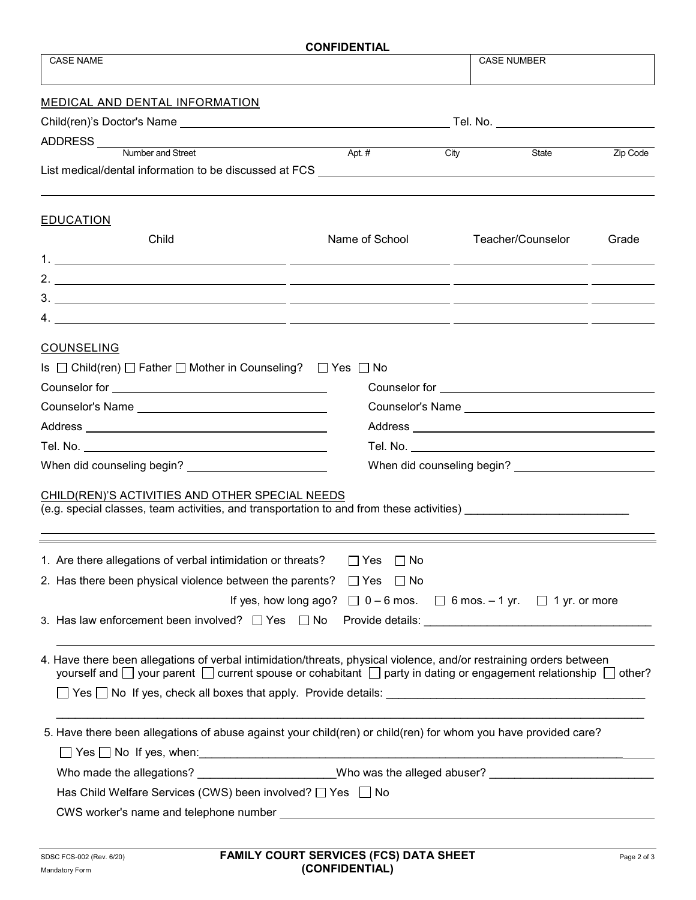**CONFIDENTIAL**

| CASE NAME | CASE NUMBER |
|---|---|
| | |

## MEDICAL AND DENTAL INFORMATION

Child(ren)'s Doctor's Name ______________________________ Tel. No. ______________________

ADDRESS ______________________________________________________________________

Number and Street | Apt. # | City | State | Zip Code

List medical/dental information to be discussed at FCS ______________________________________

______________________________________________________________________________

## EDUCATION

| | Child | Name of School | Teacher/Counselor | Grade |
|---|---|---|---|---|
| 1. | | | | |
| 2. | | | | |
| 3. | | | | |
| 4. | | | | |

## COUNSELING

Is ☐ Child(ren) ☐ Father ☐ Mother in Counseling? ☐ Yes ☐ No

Counselor for ______________________________

Counselor's Name ______________________________

Address ______________________________

Tel. No. ______________________________

When did counseling begin? ______________________

Counselor for ______________________________

Counselor's Name ______________________________

Address ______________________________

Tel. No. ______________________________

When did counseling begin? ______________________

## CHILD(REN)'S ACTIVITIES AND OTHER SPECIAL NEEDS

(e.g. special classes, team activities, and transportation to and from these activities) __________________________

______________________________________________________________________________

1. Are there allegations of verbal intimidation or threats? ☐ Yes ☐ No
2. Has there been physical violence between the parents? ☐ Yes ☐ No

   If yes, how long ago? ☐ 0 – 6 mos. ☐ 6 mos. – 1 yr. ☐ 1 yr. or more
3. Has law enforcement been involved? ☐ Yes ☐ No Provide details: ____________________________________

   ______________________________________________________________________________
4. Have there been allegations of verbal intimidation/threats, physical violence, and/or restraining orders between yourself and ☐ your parent ☐ current spouse or cohabitant ☐ party in dating or engagement relationship ☐ other?

   ☐ Yes ☐ No If yes, check all boxes that apply. Provide details: ________________________________________

   ______________________________________________________________________________
5. Have there been allegations of abuse against your child(ren) or child(ren) for whom you have provided care?

   ☐ Yes ☐ No If yes, when: ______________________________________________________________________

   Who made the allegations? ______________________ Who was the alleged abuser? __________________________

   Has Child Welfare Services (CWS) been involved? ☐ Yes ☐ No

   CWS worker's name and telephone number ______________________________________________________

SDSC FCS-002 (Rev. 6/20)
Mandatory Form

**FAMILY COURT SERVICES (FCS) DATA SHEET (CONFIDENTIAL)**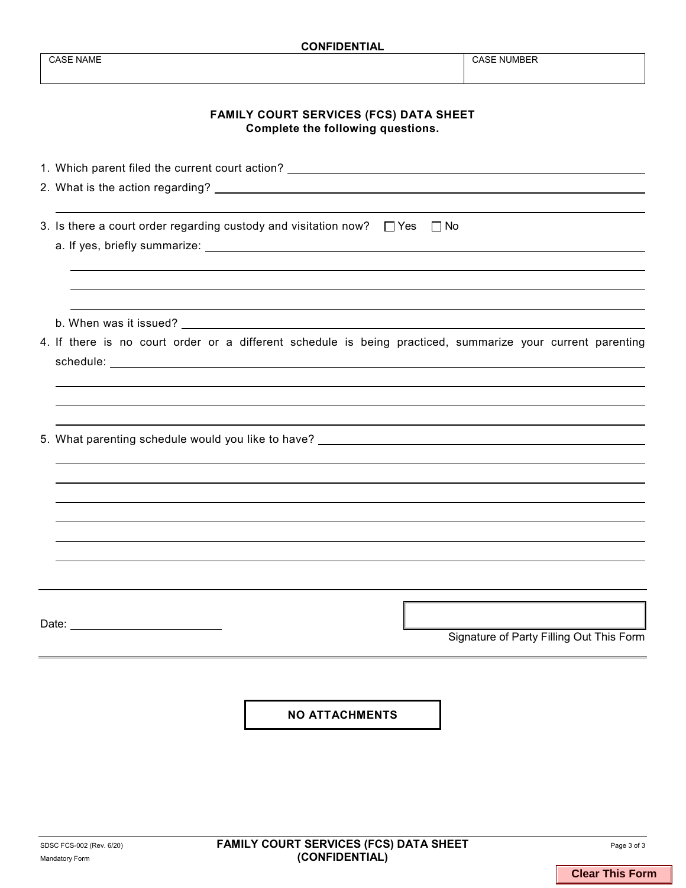**CONFIDENTIAL**

| CASE NAME | CASE NUMBER |
| --- | --- |
| | |

**FAMILY COURT SERVICES (FCS) DATA SHEET**
**Complete the following questions.**

1. Which parent filed the current court action? ______________________________

2. What is the action regarding? ______________________________

3. Is there a court order regarding custody and visitation now? ☐ Yes ☐ No

   a. If yes, briefly summarize: ______________________________

   b. When was it issued? ______________________________

4. If there is no court order or a different schedule is being practiced, summarize your current parenting schedule: ______________________________

5. What parenting schedule would you like to have? ______________________________

Date: ____________________

Signature of Party Filling Out This Form

**NO ATTACHMENTS**

SDSC FCS-002 (Rev. 6/20)
Mandatory Form

**FAMILY COURT SERVICES (FCS) DATA SHEET (CONFIDENTIAL)**

Clear This Form